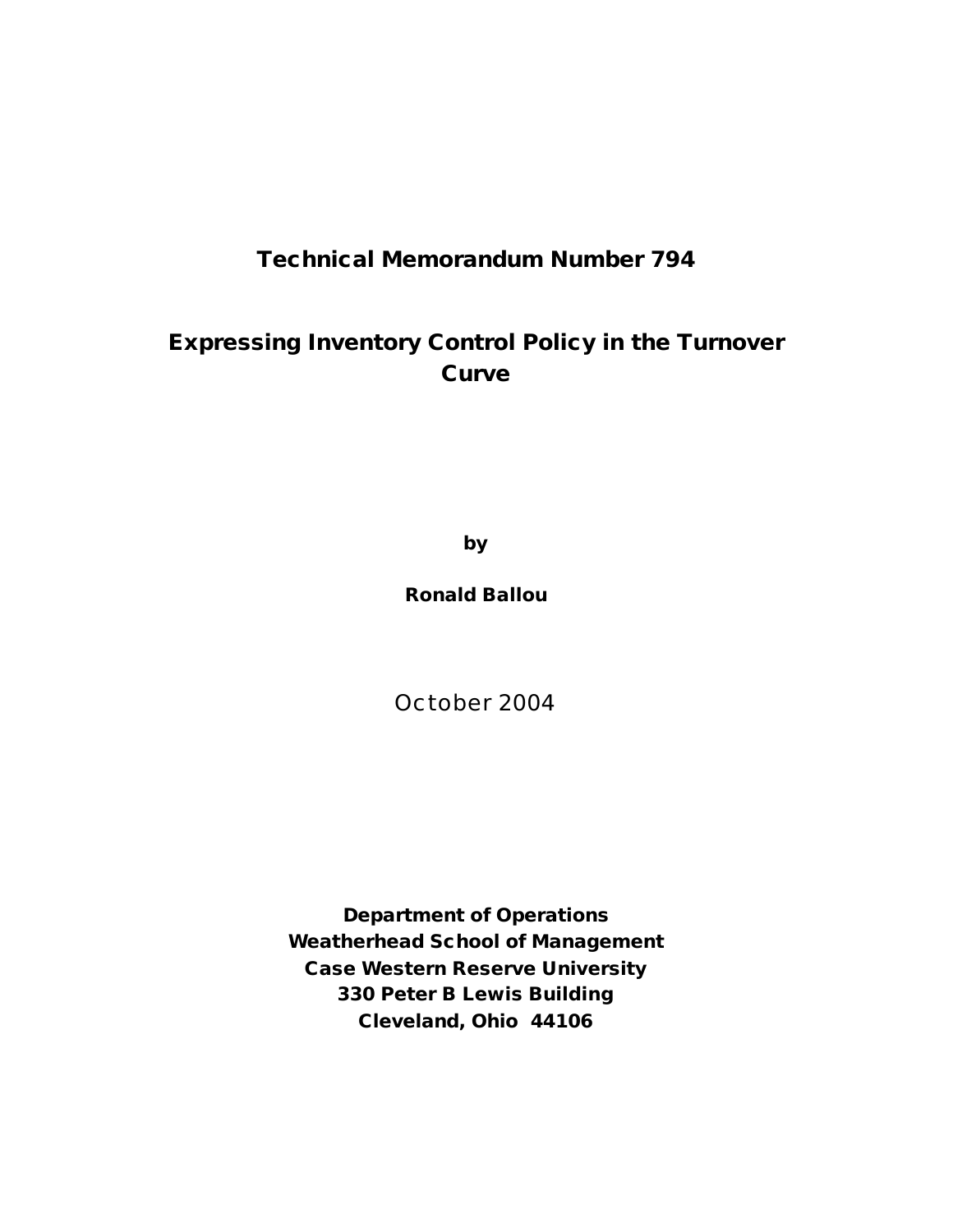**Technical Memorandum Number 794**

# Expressing Inventory Control Policy in the Turnover Curve

**by**

**Ronald Ballou**

October 2004

**Department of Operations**
**Weatherhead School of Management**
**Case Western Reserve University**
**330 Peter B Lewis Building**
**Cleveland, Ohio 44106**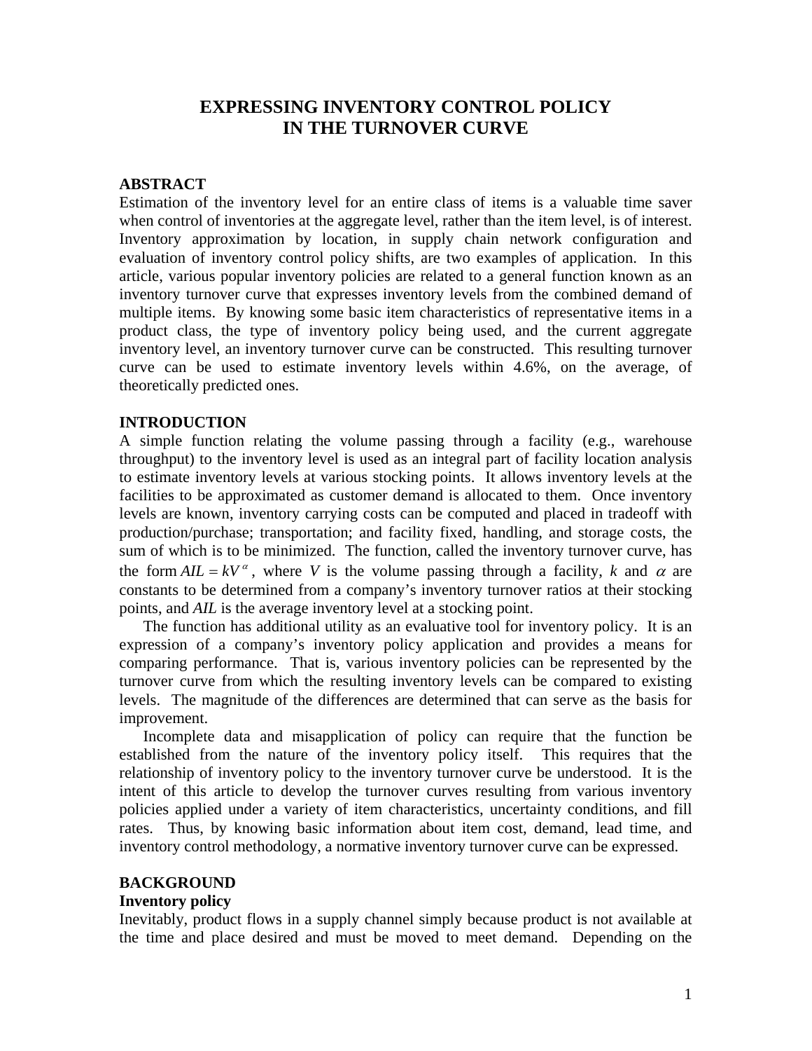# EXPRESSING INVENTORY CONTROL POLICY IN THE TURNOVER CURVE

## ABSTRACT

Estimation of the inventory level for an entire class of items is a valuable time saver when control of inventories at the aggregate level, rather than the item level, is of interest. Inventory approximation by location, in supply chain network configuration and evaluation of inventory control policy shifts, are two examples of application. In this article, various popular inventory policies are related to a general function known as an inventory turnover curve that expresses inventory levels from the combined demand of multiple items. By knowing some basic item characteristics of representative items in a product class, the type of inventory policy being used, and the current aggregate inventory level, an inventory turnover curve can be constructed. This resulting turnover curve can be used to estimate inventory levels within 4.6%, on the average, of theoretically predicted ones.

## INTRODUCTION

A simple function relating the volume passing through a facility (e.g., warehouse throughput) to the inventory level is used as an integral part of facility location analysis to estimate inventory levels at various stocking points. It allows inventory levels at the facilities to be approximated as customer demand is allocated to them. Once inventory levels are known, inventory carrying costs can be computed and placed in tradeoff with production/purchase; transportation; and facility fixed, handling, and storage costs, the sum of which is to be minimized. The function, called the inventory turnover curve, has the form $AIL = kV^{\alpha}$, where $V$ is the volume passing through a facility, $k$ and $\alpha$ are constants to be determined from a company's inventory turnover ratios at their stocking points, and $AIL$ is the average inventory level at a stocking point.

The function has additional utility as an evaluative tool for inventory policy. It is an expression of a company's inventory policy application and provides a means for comparing performance. That is, various inventory policies can be represented by the turnover curve from which the resulting inventory levels can be compared to existing levels. The magnitude of the differences are determined that can serve as the basis for improvement.

Incomplete data and misapplication of policy can require that the function be established from the nature of the inventory policy itself. This requires that the relationship of inventory policy to the inventory turnover curve be understood. It is the intent of this article to develop the turnover curves resulting from various inventory policies applied under a variety of item characteristics, uncertainty conditions, and fill rates. Thus, by knowing basic information about item cost, demand, lead time, and inventory control methodology, a normative inventory turnover curve can be expressed.

## BACKGROUND

### Inventory policy

Inevitably, product flows in a supply channel simply because product is not available at the time and place desired and must be moved to meet demand. Depending on the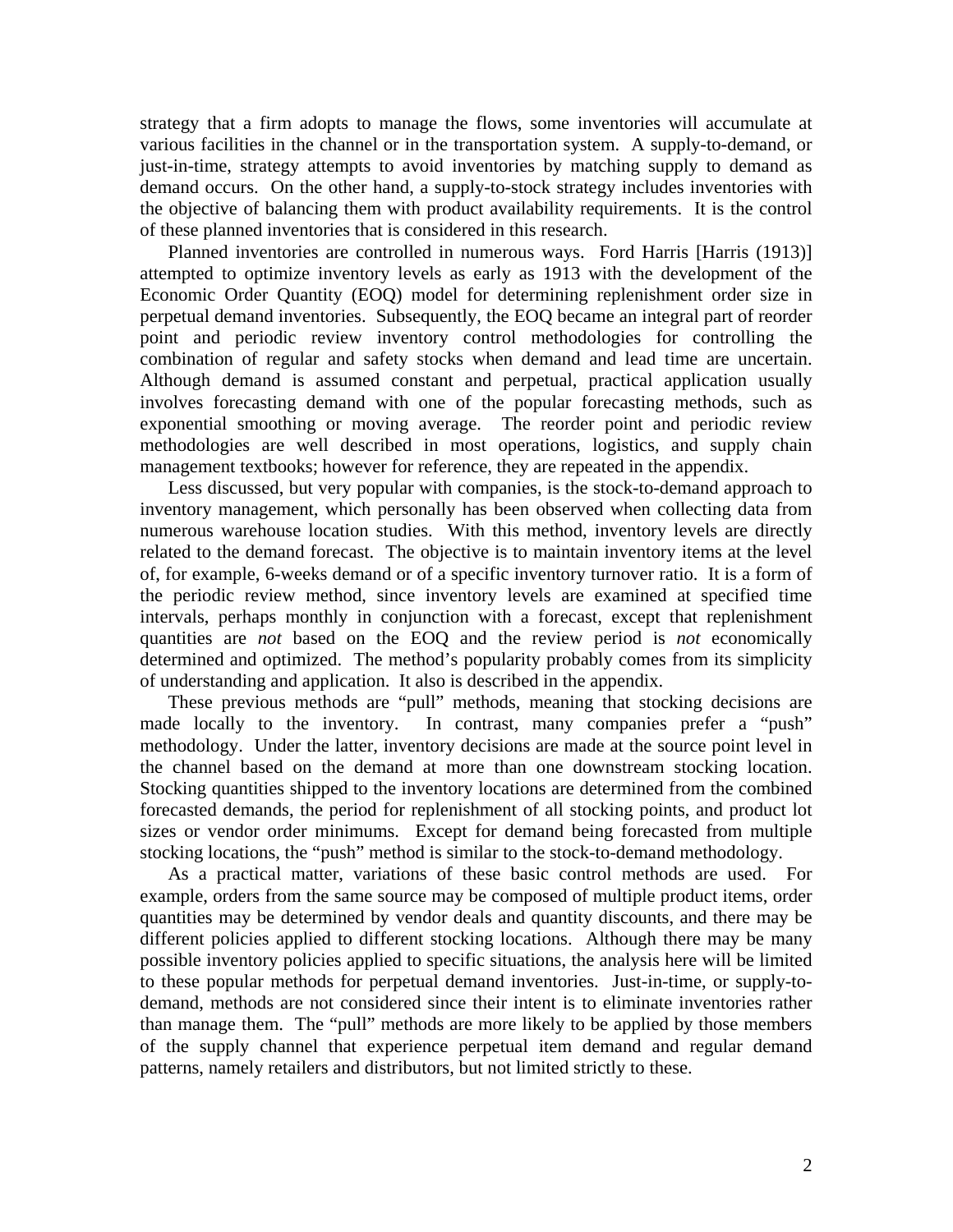strategy that a firm adopts to manage the flows, some inventories will accumulate at various facilities in the channel or in the transportation system. A supply-to-demand, or just-in-time, strategy attempts to avoid inventories by matching supply to demand as demand occurs. On the other hand, a supply-to-stock strategy includes inventories with the objective of balancing them with product availability requirements. It is the control of these planned inventories that is considered in this research.

Planned inventories are controlled in numerous ways. Ford Harris [Harris (1913)] attempted to optimize inventory levels as early as 1913 with the development of the Economic Order Quantity (EOQ) model for determining replenishment order size in perpetual demand inventories. Subsequently, the EOQ became an integral part of reorder point and periodic review inventory control methodologies for controlling the combination of regular and safety stocks when demand and lead time are uncertain. Although demand is assumed constant and perpetual, practical application usually involves forecasting demand with one of the popular forecasting methods, such as exponential smoothing or moving average. The reorder point and periodic review methodologies are well described in most operations, logistics, and supply chain management textbooks; however for reference, they are repeated in the appendix.

Less discussed, but very popular with companies, is the stock-to-demand approach to inventory management, which personally has been observed when collecting data from numerous warehouse location studies. With this method, inventory levels are directly related to the demand forecast. The objective is to maintain inventory items at the level of, for example, 6-weeks demand or of a specific inventory turnover ratio. It is a form of the periodic review method, since inventory levels are examined at specified time intervals, perhaps monthly in conjunction with a forecast, except that replenishment quantities are *not* based on the EOQ and the review period is *not* economically determined and optimized. The method's popularity probably comes from its simplicity of understanding and application. It also is described in the appendix.

These previous methods are "pull" methods, meaning that stocking decisions are made locally to the inventory. In contrast, many companies prefer a "push" methodology. Under the latter, inventory decisions are made at the source point level in the channel based on the demand at more than one downstream stocking location. Stocking quantities shipped to the inventory locations are determined from the combined forecasted demands, the period for replenishment of all stocking points, and product lot sizes or vendor order minimums. Except for demand being forecasted from multiple stocking locations, the "push" method is similar to the stock-to-demand methodology.

As a practical matter, variations of these basic control methods are used. For example, orders from the same source may be composed of multiple product items, order quantities may be determined by vendor deals and quantity discounts, and there may be different policies applied to different stocking locations. Although there may be many possible inventory policies applied to specific situations, the analysis here will be limited to these popular methods for perpetual demand inventories. Just-in-time, or supply-to-demand, methods are not considered since their intent is to eliminate inventories rather than manage them. The "pull" methods are more likely to be applied by those members of the supply channel that experience perpetual item demand and regular demand patterns, namely retailers and distributors, but not limited strictly to these.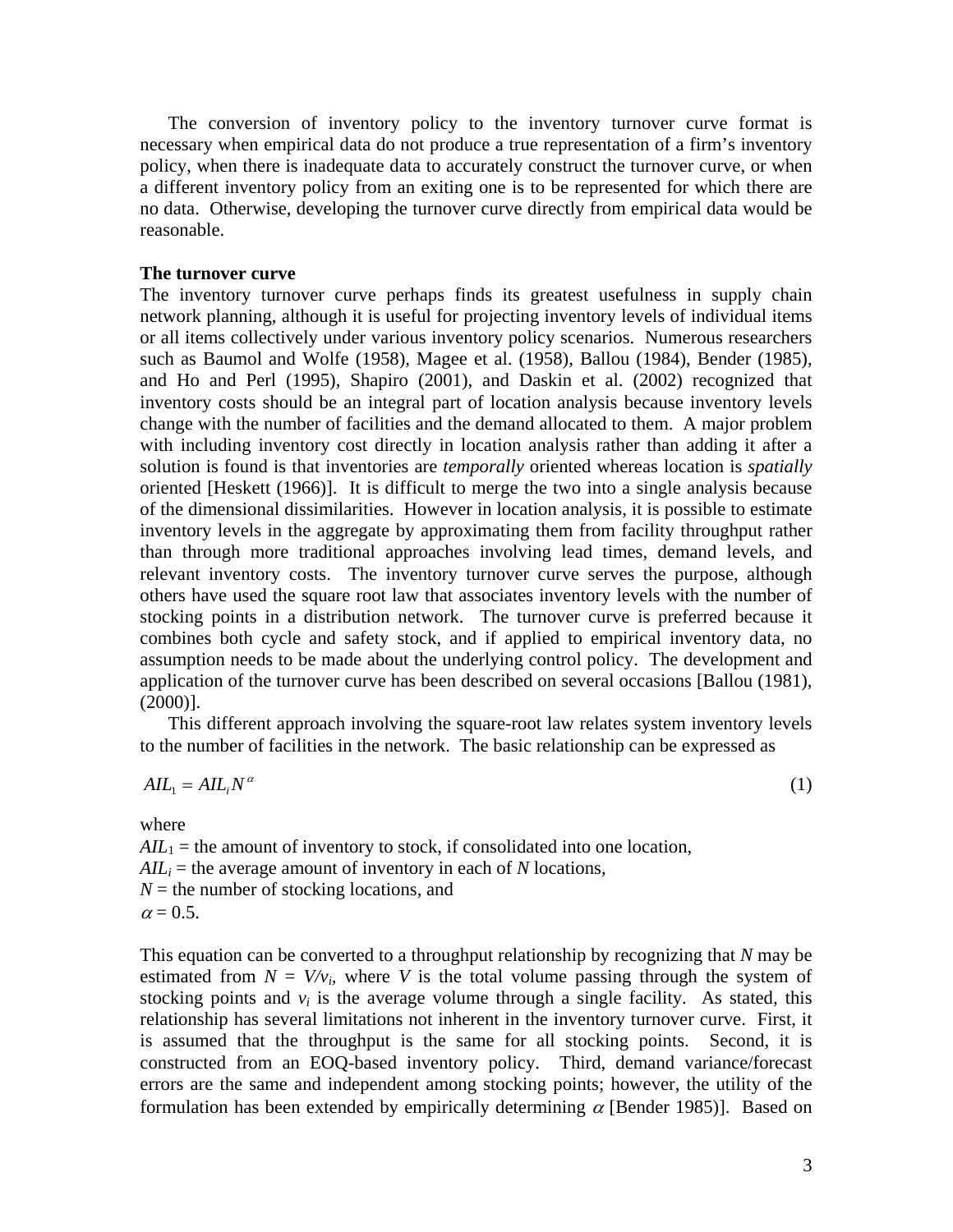The conversion of inventory policy to the inventory turnover curve format is necessary when empirical data do not produce a true representation of a firm's inventory policy, when there is inadequate data to accurately construct the turnover curve, or when a different inventory policy from an exiting one is to be represented for which there are no data. Otherwise, developing the turnover curve directly from empirical data would be reasonable.

**The turnover curve**

The inventory turnover curve perhaps finds its greatest usefulness in supply chain network planning, although it is useful for projecting inventory levels of individual items or all items collectively under various inventory policy scenarios. Numerous researchers such as Baumol and Wolfe (1958), Magee et al. (1958), Ballou (1984), Bender (1985), and Ho and Perl (1995), Shapiro (2001), and Daskin et al. (2002) recognized that inventory costs should be an integral part of location analysis because inventory levels change with the number of facilities and the demand allocated to them. A major problem with including inventory cost directly in location analysis rather than adding it after a solution is found is that inventories are *temporally* oriented whereas location is *spatially* oriented [Heskett (1966)]. It is difficult to merge the two into a single analysis because of the dimensional dissimilarities. However in location analysis, it is possible to estimate inventory levels in the aggregate by approximating them from facility throughput rather than through more traditional approaches involving lead times, demand levels, and relevant inventory costs. The inventory turnover curve serves the purpose, although others have used the square root law that associates inventory levels with the number of stocking points in a distribution network. The turnover curve is preferred because it combines both cycle and safety stock, and if applied to empirical inventory data, no assumption needs to be made about the underlying control policy. The development and application of the turnover curve has been described on several occasions [Ballou (1981), (2000)].

This different approach involving the square-root law relates system inventory levels to the number of facilities in the network. The basic relationship can be expressed as

$$AIL_1 = AIL_i N^{\alpha} \tag{1}$$

where

$AIL_1$ = the amount of inventory to stock, if consolidated into one location,
$AIL_i$ = the average amount of inventory in each of $N$ locations,
$N$ = the number of stocking locations, and
$\alpha$ = 0.5.

This equation can be converted to a throughput relationship by recognizing that $N$ may be estimated from $N = V/v_i$, where $V$ is the total volume passing through the system of stocking points and $v_i$ is the average volume through a single facility. As stated, this relationship has several limitations not inherent in the inventory turnover curve. First, it is assumed that the throughput is the same for all stocking points. Second, it is constructed from an EOQ-based inventory policy. Third, demand variance/forecast errors are the same and independent among stocking points; however, the utility of the formulation has been extended by empirically determining $\alpha$ [Bender 1985)]. Based on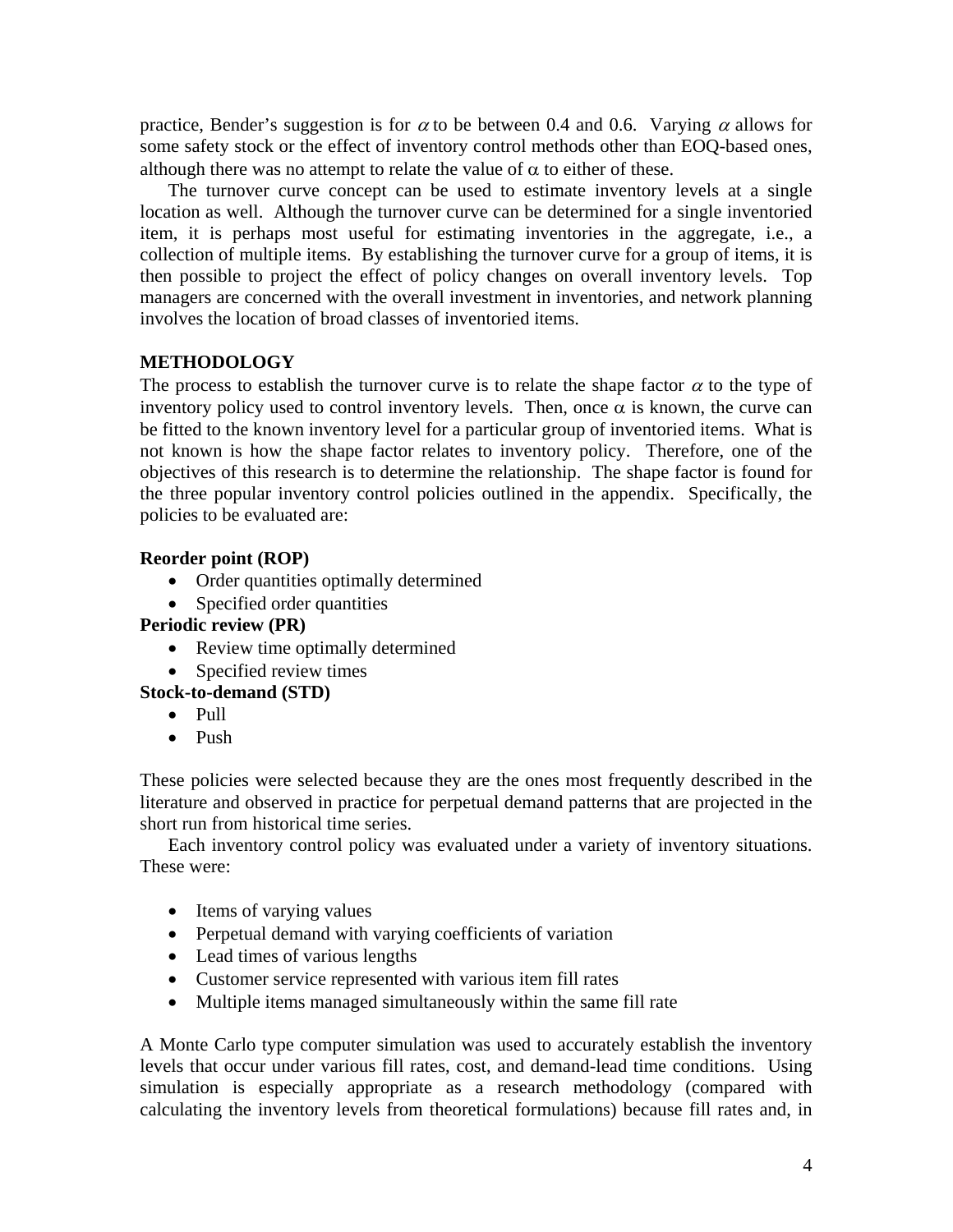practice, Bender's suggestion is for $\alpha$ to be between 0.4 and 0.6. Varying $\alpha$ allows for some safety stock or the effect of inventory control methods other than EOQ-based ones, although there was no attempt to relate the value of $\alpha$ to either of these.

The turnover curve concept can be used to estimate inventory levels at a single location as well. Although the turnover curve can be determined for a single inventoried item, it is perhaps most useful for estimating inventories in the aggregate, i.e., a collection of multiple items. By establishing the turnover curve for a group of items, it is then possible to project the effect of policy changes on overall inventory levels. Top managers are concerned with the overall investment in inventories, and network planning involves the location of broad classes of inventoried items.

## METHODOLOGY

The process to establish the turnover curve is to relate the shape factor $\alpha$ to the type of inventory policy used to control inventory levels. Then, once $\alpha$ is known, the curve can be fitted to the known inventory level for a particular group of inventoried items. What is not known is how the shape factor relates to inventory policy. Therefore, one of the objectives of this research is to determine the relationship. The shape factor is found for the three popular inventory control policies outlined in the appendix. Specifically, the policies to be evaluated are:

**Reorder point (ROP)**

- Order quantities optimally determined
- Specified order quantities

**Periodic review (PR)**

- Review time optimally determined
- Specified review times

**Stock-to-demand (STD)**

- Pull
- Push

These policies were selected because they are the ones most frequently described in the literature and observed in practice for perpetual demand patterns that are projected in the short run from historical time series.

Each inventory control policy was evaluated under a variety of inventory situations. These were:

- Items of varying values
- Perpetual demand with varying coefficients of variation
- Lead times of various lengths
- Customer service represented with various item fill rates
- Multiple items managed simultaneously within the same fill rate

A Monte Carlo type computer simulation was used to accurately establish the inventory levels that occur under various fill rates, cost, and demand-lead time conditions. Using simulation is especially appropriate as a research methodology (compared with calculating the inventory levels from theoretical formulations) because fill rates and, in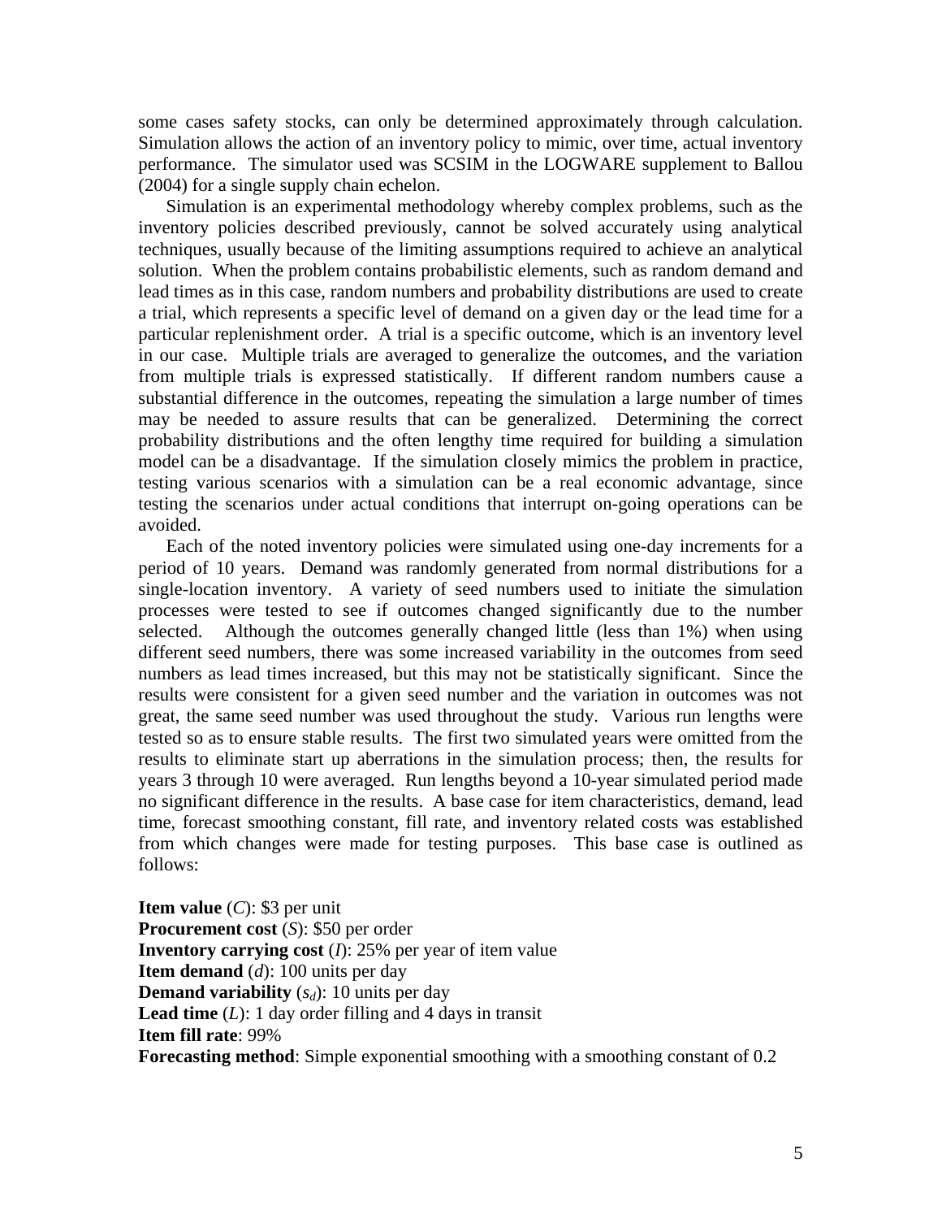some cases safety stocks, can only be determined approximately through calculation. Simulation allows the action of an inventory policy to mimic, over time, actual inventory performance. The simulator used was SCSIM in the LOGWARE supplement to Ballou (2004) for a single supply chain echelon.

Simulation is an experimental methodology whereby complex problems, such as the inventory policies described previously, cannot be solved accurately using analytical techniques, usually because of the limiting assumptions required to achieve an analytical solution. When the problem contains probabilistic elements, such as random demand and lead times as in this case, random numbers and probability distributions are used to create a trial, which represents a specific level of demand on a given day or the lead time for a particular replenishment order. A trial is a specific outcome, which is an inventory level in our case. Multiple trials are averaged to generalize the outcomes, and the variation from multiple trials is expressed statistically. If different random numbers cause a substantial difference in the outcomes, repeating the simulation a large number of times may be needed to assure results that can be generalized. Determining the correct probability distributions and the often lengthy time required for building a simulation model can be a disadvantage. If the simulation closely mimics the problem in practice, testing various scenarios with a simulation can be a real economic advantage, since testing the scenarios under actual conditions that interrupt on-going operations can be avoided.

Each of the noted inventory policies were simulated using one-day increments for a period of 10 years. Demand was randomly generated from normal distributions for a single-location inventory. A variety of seed numbers used to initiate the simulation processes were tested to see if outcomes changed significantly due to the number selected. Although the outcomes generally changed little (less than 1%) when using different seed numbers, there was some increased variability in the outcomes from seed numbers as lead times increased, but this may not be statistically significant. Since the results were consistent for a given seed number and the variation in outcomes was not great, the same seed number was used throughout the study. Various run lengths were tested so as to ensure stable results. The first two simulated years were omitted from the results to eliminate start up aberrations in the simulation process; then, the results for years 3 through 10 were averaged. Run lengths beyond a 10-year simulated period made no significant difference in the results. A base case for item characteristics, demand, lead time, forecast smoothing constant, fill rate, and inventory related costs was established from which changes were made for testing purposes. This base case is outlined as follows:

**Item value** ($C$): $3 per unit
**Procurement cost** ($S$): $50 per order
**Inventory carrying cost** ($I$): 25% per year of item value
**Item demand** ($d$): 100 units per day
**Demand variability** ($s_d$): 10 units per day
**Lead time** ($L$): 1 day order filling and 4 days in transit
**Item fill rate**: 99%
**Forecasting method**: Simple exponential smoothing with a smoothing constant of 0.2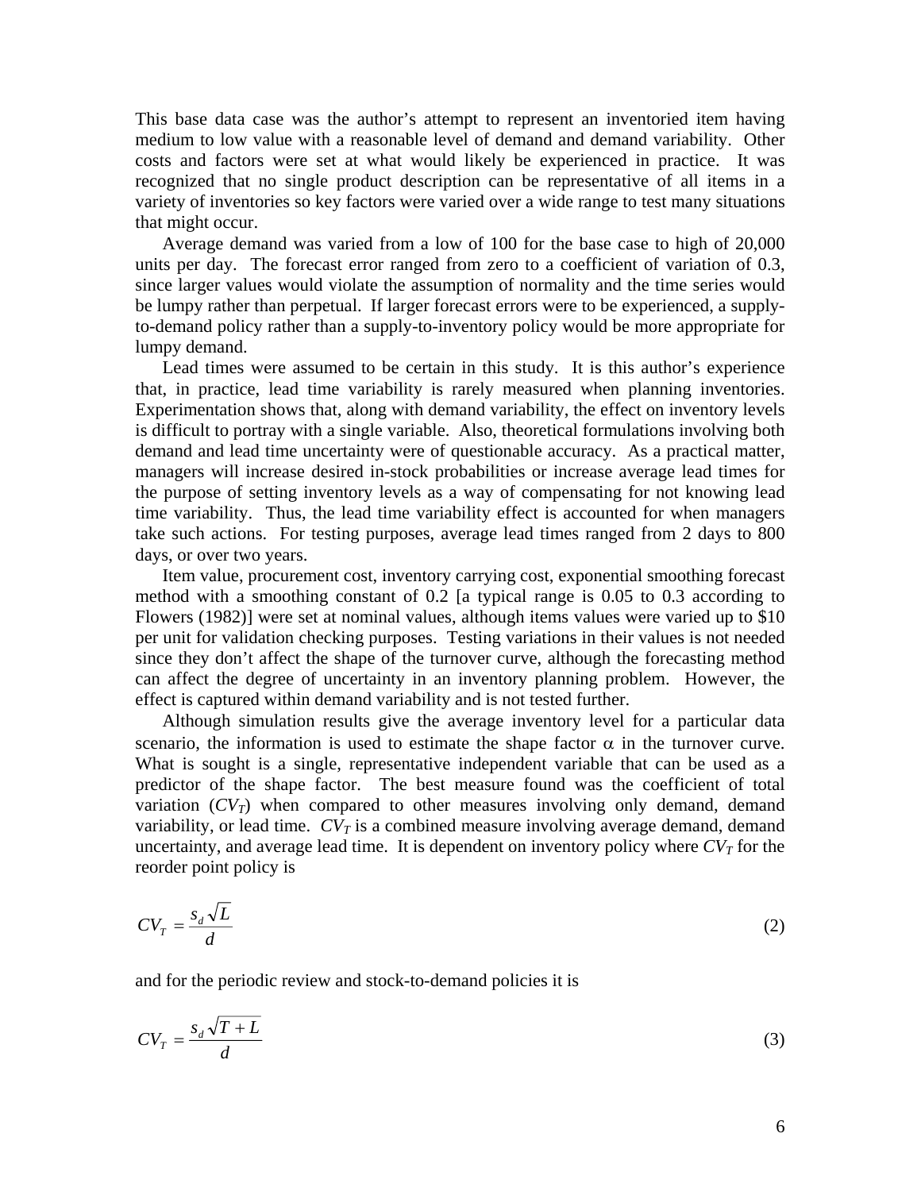This base data case was the author's attempt to represent an inventoried item having medium to low value with a reasonable level of demand and demand variability. Other costs and factors were set at what would likely be experienced in practice. It was recognized that no single product description can be representative of all items in a variety of inventories so key factors were varied over a wide range to test many situations that might occur.

Average demand was varied from a low of 100 for the base case to high of 20,000 units per day. The forecast error ranged from zero to a coefficient of variation of 0.3, since larger values would violate the assumption of normality and the time series would be lumpy rather than perpetual. If larger forecast errors were to be experienced, a supply-to-demand policy rather than a supply-to-inventory policy would be more appropriate for lumpy demand.

Lead times were assumed to be certain in this study. It is this author's experience that, in practice, lead time variability is rarely measured when planning inventories. Experimentation shows that, along with demand variability, the effect on inventory levels is difficult to portray with a single variable. Also, theoretical formulations involving both demand and lead time uncertainty were of questionable accuracy. As a practical matter, managers will increase desired in-stock probabilities or increase average lead times for the purpose of setting inventory levels as a way of compensating for not knowing lead time variability. Thus, the lead time variability effect is accounted for when managers take such actions. For testing purposes, average lead times ranged from 2 days to 800 days, or over two years.

Item value, procurement cost, inventory carrying cost, exponential smoothing forecast method with a smoothing constant of 0.2 [a typical range is 0.05 to 0.3 according to Flowers (1982)] were set at nominal values, although items values were varied up to $10 per unit for validation checking purposes. Testing variations in their values is not needed since they don't affect the shape of the turnover curve, although the forecasting method can affect the degree of uncertainty in an inventory planning problem. However, the effect is captured within demand variability and is not tested further.

Although simulation results give the average inventory level for a particular data scenario, the information is used to estimate the shape factor $\alpha$ in the turnover curve. What is sought is a single, representative independent variable that can be used as a predictor of the shape factor. The best measure found was the coefficient of total variation ($CV_T$) when compared to other measures involving only demand, demand variability, or lead time. $CV_T$ is a combined measure involving average demand, demand uncertainty, and average lead time. It is dependent on inventory policy where $CV_T$ for the reorder point policy is

$$CV_T = \frac{s_d \sqrt{L}}{d} \tag{2}$$

and for the periodic review and stock-to-demand policies it is

$$CV_T = \frac{s_d \sqrt{T+L}}{d} \tag{3}$$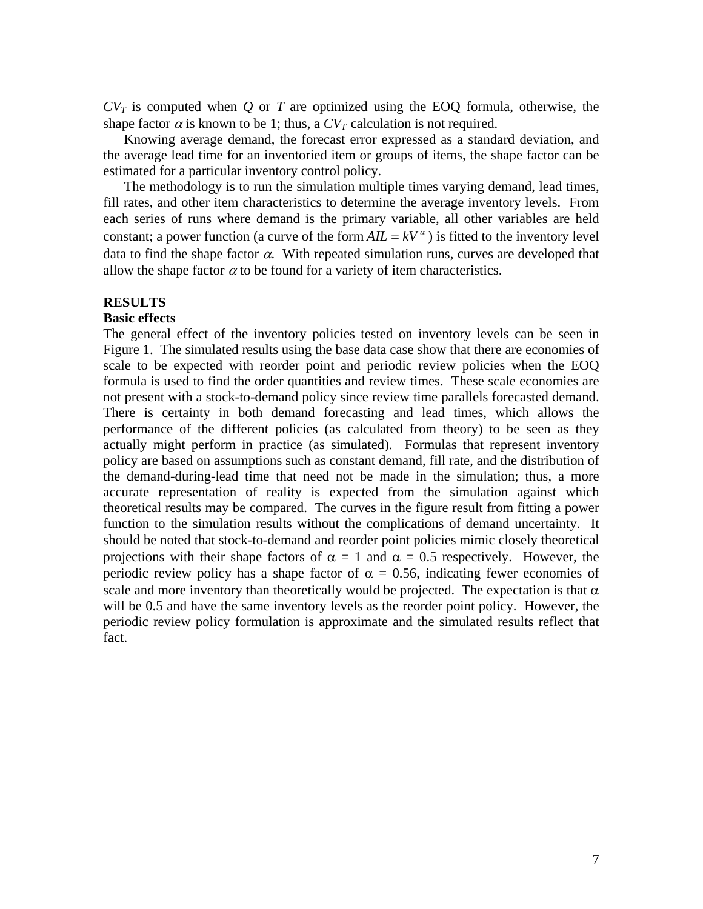$CV_T$ is computed when $Q$ or $T$ are optimized using the EOQ formula, otherwise, the shape factor $\alpha$ is known to be 1; thus, a $CV_T$ calculation is not required.

Knowing average demand, the forecast error expressed as a standard deviation, and the average lead time for an inventoried item or groups of items, the shape factor can be estimated for a particular inventory control policy.

The methodology is to run the simulation multiple times varying demand, lead times, fill rates, and other item characteristics to determine the average inventory levels. From each series of runs where demand is the primary variable, all other variables are held constant; a power function (a curve of the form $AIL = kV^{\alpha}$) is fitted to the inventory level data to find the shape factor $\alpha$. With repeated simulation runs, curves are developed that allow the shape factor $\alpha$ to be found for a variety of item characteristics.

## RESULTS

### Basic effects

The general effect of the inventory policies tested on inventory levels can be seen in Figure 1. The simulated results using the base data case show that there are economies of scale to be expected with reorder point and periodic review policies when the EOQ formula is used to find the order quantities and review times. These scale economies are not present with a stock-to-demand policy since review time parallels forecasted demand. There is certainty in both demand forecasting and lead times, which allows the performance of the different policies (as calculated from theory) to be seen as they actually might perform in practice (as simulated). Formulas that represent inventory policy are based on assumptions such as constant demand, fill rate, and the distribution of the demand-during-lead time that need not be made in the simulation; thus, a more accurate representation of reality is expected from the simulation against which theoretical results may be compared. The curves in the figure result from fitting a power function to the simulation results without the complications of demand uncertainty. It should be noted that stock-to-demand and reorder point policies mimic closely theoretical projections with their shape factors of $\alpha = 1$ and $\alpha = 0.5$ respectively. However, the periodic review policy has a shape factor of $\alpha = 0.56$, indicating fewer economies of scale and more inventory than theoretically would be projected. The expectation is that $\alpha$ will be 0.5 and have the same inventory levels as the reorder point policy. However, the periodic review policy formulation is approximate and the simulated results reflect that fact.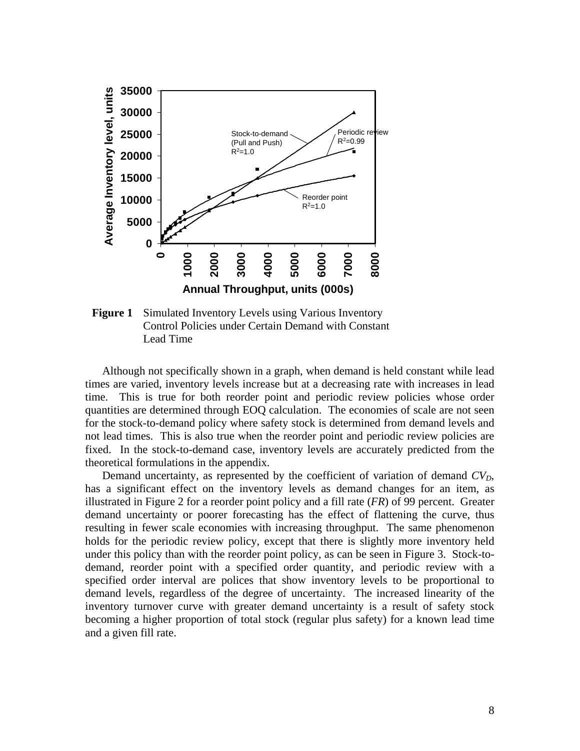**Figure 1** Simulated Inventory Levels using Various Inventory Control Policies under Certain Demand with Constant Lead Time

Although not specifically shown in a graph, when demand is held constant while lead times are varied, inventory levels increase but at a decreasing rate with increases in lead time. This is true for both reorder point and periodic review policies whose order quantities are determined through EOQ calculation. The economies of scale are not seen for the stock-to-demand policy where safety stock is determined from demand levels and not lead times. This is also true when the reorder point and periodic review policies are fixed. In the stock-to-demand case, inventory levels are accurately predicted from the theoretical formulations in the appendix.

Demand uncertainty, as represented by the coefficient of variation of demand $CV_D$, has a significant effect on the inventory levels as demand changes for an item, as illustrated in Figure 2 for a reorder point policy and a fill rate (*FR*) of 99 percent. Greater demand uncertainty or poorer forecasting has the effect of flattening the curve, thus resulting in fewer scale economies with increasing throughput. The same phenomenon holds for the periodic review policy, except that there is slightly more inventory held under this policy than with the reorder point policy, as can be seen in Figure 3. Stock-to-demand, reorder point with a specified order quantity, and periodic review with a specified order interval are polices that show inventory levels to be proportional to demand levels, regardless of the degree of uncertainty. The increased linearity of the inventory turnover curve with greater demand uncertainty is a result of safety stock becoming a higher proportion of total stock (regular plus safety) for a known lead time and a given fill rate.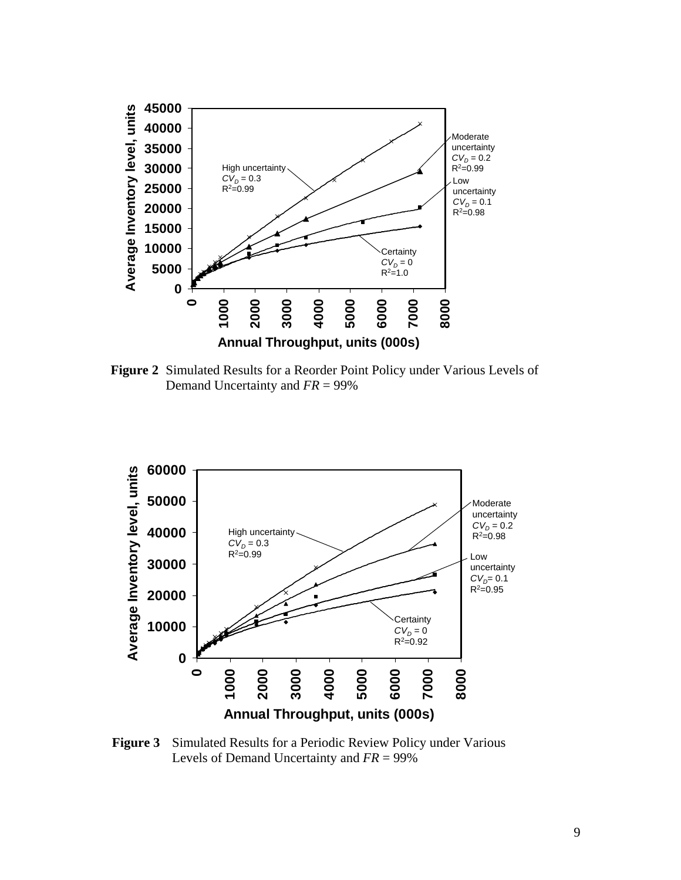**Figure 2** Simulated Results for a Reorder Point Policy under Various Levels of Demand Uncertainty and *FR* = 99%

**Figure 3** Simulated Results for a Periodic Review Policy under Various Levels of Demand Uncertainty and *FR* = 99%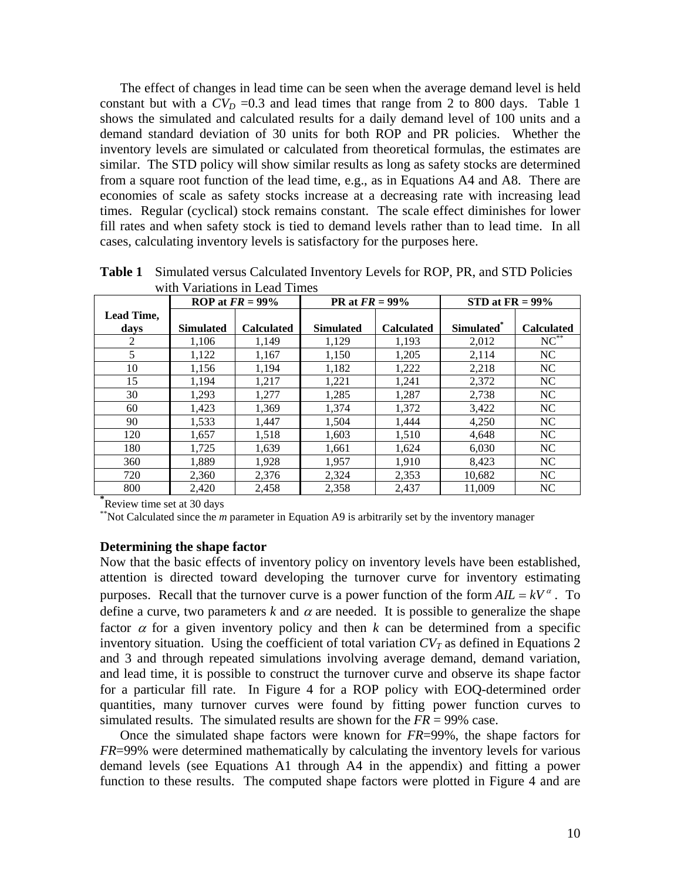The effect of changes in lead time can be seen when the average demand level is held constant but with a $CV_D$ =0.3 and lead times that range from 2 to 800 days. Table 1 shows the simulated and calculated results for a daily demand level of 100 units and a demand standard deviation of 30 units for both ROP and PR policies. Whether the inventory levels are simulated or calculated from theoretical formulas, the estimates are similar. The STD policy will show similar results as long as safety stocks are determined from a square root function of the lead time, e.g., as in Equations A4 and A8. There are economies of scale as safety stocks increase at a decreasing rate with increasing lead times. Regular (cyclical) stock remains constant. The scale effect diminishes for lower fill rates and when safety stock is tied to demand levels rather than to lead time. In all cases, calculating inventory levels is satisfactory for the purposes here.

**Table 1** Simulated versus Calculated Inventory Levels for ROP, PR, and STD Policies with Variations in Lead Times

| | ROP at $FR$ = 99% | | PR at $FR$ = 99% | | STD at FR = 99% | |
|---|---|---|---|---|---|---|
| **Lead Time, days** | **Simulated** | **Calculated** | **Simulated** | **Calculated** | **Simulated*** | **Calculated** |
| 2 | 1,106 | 1,149 | 1,129 | 1,193 | 2,012 | NC** |
| 5 | 1,122 | 1,167 | 1,150 | 1,205 | 2,114 | NC |
| 10 | 1,156 | 1,194 | 1,182 | 1,222 | 2,218 | NC |
| 15 | 1,194 | 1,217 | 1,221 | 1,241 | 2,372 | NC |
| 30 | 1,293 | 1,277 | 1,285 | 1,287 | 2,738 | NC |
| 60 | 1,423 | 1,369 | 1,374 | 1,372 | 3,422 | NC |
| 90 | 1,533 | 1,447 | 1,504 | 1,444 | 4,250 | NC |
| 120 | 1,657 | 1,518 | 1,603 | 1,510 | 4,648 | NC |
| 180 | 1,725 | 1,639 | 1,661 | 1,624 | 6,030 | NC |
| 360 | 1,889 | 1,928 | 1,957 | 1,910 | 8,423 | NC |
| 720 | 2,360 | 2,376 | 2,324 | 2,353 | 10,682 | NC |
| 800 | 2,420 | 2,458 | 2,358 | 2,437 | 11,009 | NC |

*Review time set at 30 days

**Not Calculated since the $m$ parameter in Equation A9 is arbitrarily set by the inventory manager

### Determining the shape factor

Now that the basic effects of inventory policy on inventory levels have been established, attention is directed toward developing the turnover curve for inventory estimating purposes. Recall that the turnover curve is a power function of the form $AIL = kV^{\alpha}$. To define a curve, two parameters $k$ and $\alpha$ are needed. It is possible to generalize the shape factor $\alpha$ for a given inventory policy and then $k$ can be determined from a specific inventory situation. Using the coefficient of total variation $CV_T$ as defined in Equations 2 and 3 and through repeated simulations involving average demand, demand variation, and lead time, it is possible to construct the turnover curve and observe its shape factor for a particular fill rate. In Figure 4 for a ROP policy with EOQ-determined order quantities, many turnover curves were found by fitting power function curves to simulated results. The simulated results are shown for the $FR$ = 99% case.

Once the simulated shape factors were known for $FR$=99%, the shape factors for $FR$=99% were determined mathematically by calculating the inventory levels for various demand levels (see Equations A1 through A4 in the appendix) and fitting a power function to these results. The computed shape factors were plotted in Figure 4 and are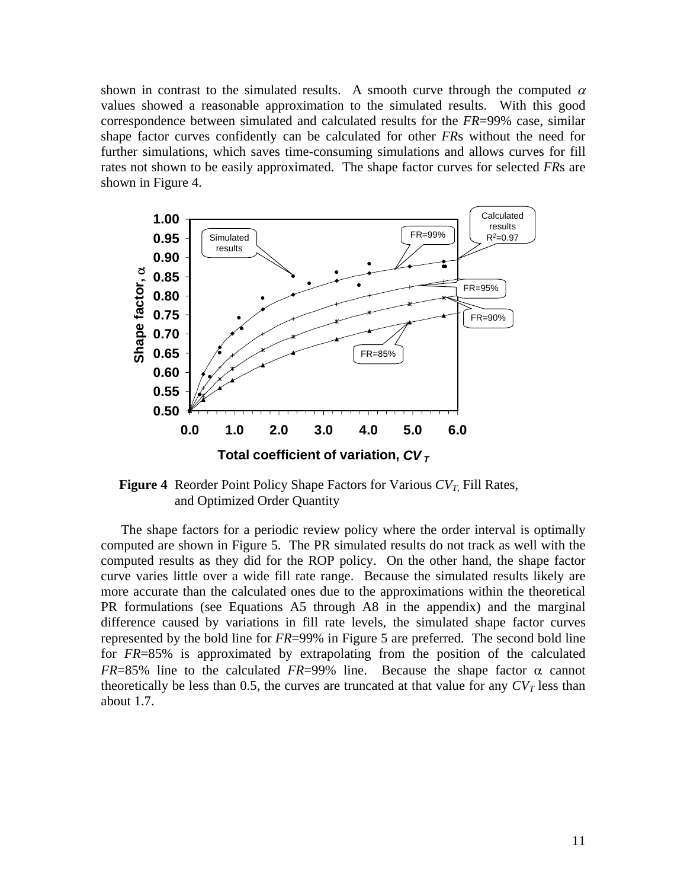shown in contrast to the simulated results. A smooth curve through the computed $\alpha$ values showed a reasonable approximation to the simulated results. With this good correspondence between simulated and calculated results for the *FR*=99% case, similar shape factor curves confidently can be calculated for other *FR*s without the need for further simulations, which saves time-consuming simulations and allows curves for fill rates not shown to be easily approximated. The shape factor curves for selected *FR*s are shown in Figure 4.

**Figure 4** Reorder Point Policy Shape Factors for Various $CV_T$, Fill Rates, and Optimized Order Quantity

The shape factors for a periodic review policy where the order interval is optimally computed are shown in Figure 5. The PR simulated results do not track as well with the computed results as they did for the ROP policy. On the other hand, the shape factor curve varies little over a wide fill rate range. Because the simulated results likely are more accurate than the calculated ones due to the approximations within the theoretical PR formulations (see Equations A5 through A8 in the appendix) and the marginal difference caused by variations in fill rate levels, the simulated shape factor curves represented by the bold line for *FR*=99% in Figure 5 are preferred. The second bold line for *FR*=85% is approximated by extrapolating from the position of the calculated *FR*=85% line to the calculated *FR*=99% line. Because the shape factor $\alpha$ cannot theoretically be less than 0.5, the curves are truncated at that value for any $CV_T$ less than about 1.7.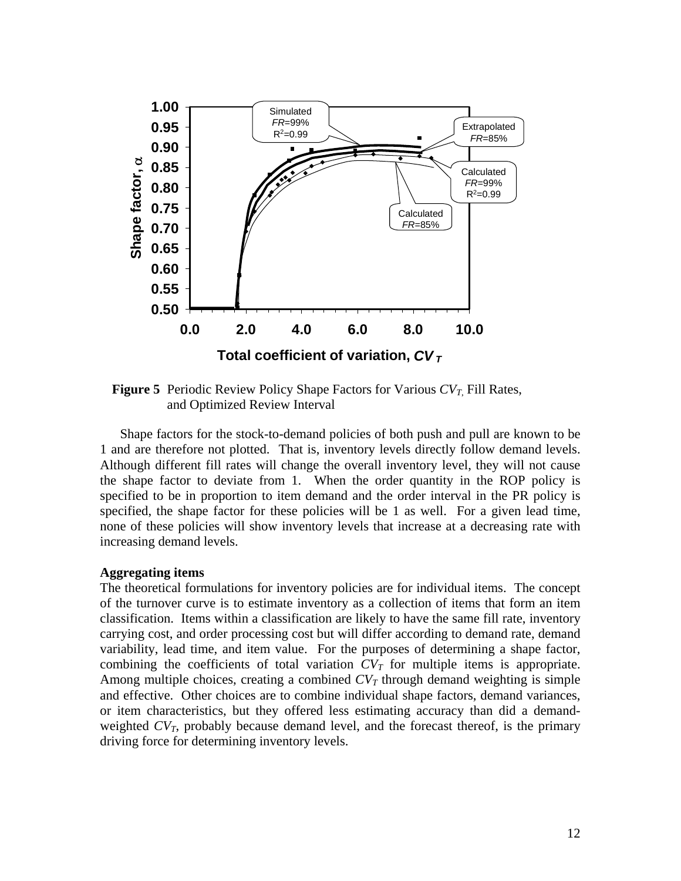**Figure 5** Periodic Review Policy Shape Factors for Various $CV_T$, Fill Rates, and Optimized Review Interval

Shape factors for the stock-to-demand policies of both push and pull are known to be 1 and are therefore not plotted. That is, inventory levels directly follow demand levels. Although different fill rates will change the overall inventory level, they will not cause the shape factor to deviate from 1. When the order quantity in the ROP policy is specified to be in proportion to item demand and the order interval in the PR policy is specified, the shape factor for these policies will be 1 as well. For a given lead time, none of these policies will show inventory levels that increase at a decreasing rate with increasing demand levels.

**Aggregating items**

The theoretical formulations for inventory policies are for individual items. The concept of the turnover curve is to estimate inventory as a collection of items that form an item classification. Items within a classification are likely to have the same fill rate, inventory carrying cost, and order processing cost but will differ according to demand rate, demand variability, lead time, and item value. For the purposes of determining a shape factor, combining the coefficients of total variation $CV_T$ for multiple items is appropriate. Among multiple choices, creating a combined $CV_T$ through demand weighting is simple and effective. Other choices are to combine individual shape factors, demand variances, or item characteristics, but they offered less estimating accuracy than did a demand-weighted $CV_T$, probably because demand level, and the forecast thereof, is the primary driving force for determining inventory levels.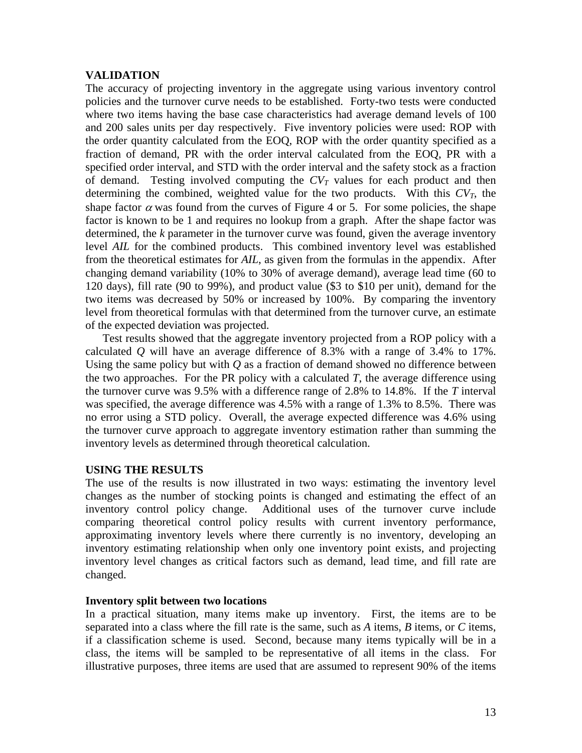## VALIDATION

The accuracy of projecting inventory in the aggregate using various inventory control policies and the turnover curve needs to be established. Forty-two tests were conducted where two items having the base case characteristics had average demand levels of 100 and 200 sales units per day respectively. Five inventory policies were used: ROP with the order quantity calculated from the EOQ, ROP with the order quantity specified as a fraction of demand, PR with the order interval calculated from the EOQ, PR with a specified order interval, and STD with the order interval and the safety stock as a fraction of demand. Testing involved computing the $CV_T$ values for each product and then determining the combined, weighted value for the two products. With this $CV_T$, the shape factor $\alpha$ was found from the curves of Figure 4 or 5. For some policies, the shape factor is known to be 1 and requires no lookup from a graph. After the shape factor was determined, the $k$ parameter in the turnover curve was found, given the average inventory level *AIL* for the combined products. This combined inventory level was established from the theoretical estimates for *AIL*, as given from the formulas in the appendix. After changing demand variability (10% to 30% of average demand), average lead time (60 to 120 days), fill rate (90 to 99%), and product value ($3 to $10 per unit), demand for the two items was decreased by 50% or increased by 100%. By comparing the inventory level from theoretical formulas with that determined from the turnover curve, an estimate of the expected deviation was projected.

Test results showed that the aggregate inventory projected from a ROP policy with a calculated $Q$ will have an average difference of 8.3% with a range of 3.4% to 17%. Using the same policy but with $Q$ as a fraction of demand showed no difference between the two approaches. For the PR policy with a calculated $T$, the average difference using the turnover curve was 9.5% with a difference range of 2.8% to 14.8%. If the $T$ interval was specified, the average difference was 4.5% with a range of 1.3% to 8.5%. There was no error using a STD policy. Overall, the average expected difference was 4.6% using the turnover curve approach to aggregate inventory estimation rather than summing the inventory levels as determined through theoretical calculation.

## USING THE RESULTS

The use of the results is now illustrated in two ways: estimating the inventory level changes as the number of stocking points is changed and estimating the effect of an inventory control policy change. Additional uses of the turnover curve include comparing theoretical control policy results with current inventory performance, approximating inventory levels where there currently is no inventory, developing an inventory estimating relationship when only one inventory point exists, and projecting inventory level changes as critical factors such as demand, lead time, and fill rate are changed.

### Inventory split between two locations

In a practical situation, many items make up inventory. First, the items are to be separated into a class where the fill rate is the same, such as *A* items, *B* items, or *C* items, if a classification scheme is used. Second, because many items typically will be in a class, the items will be sampled to be representative of all items in the class. For illustrative purposes, three items are used that are assumed to represent 90% of the items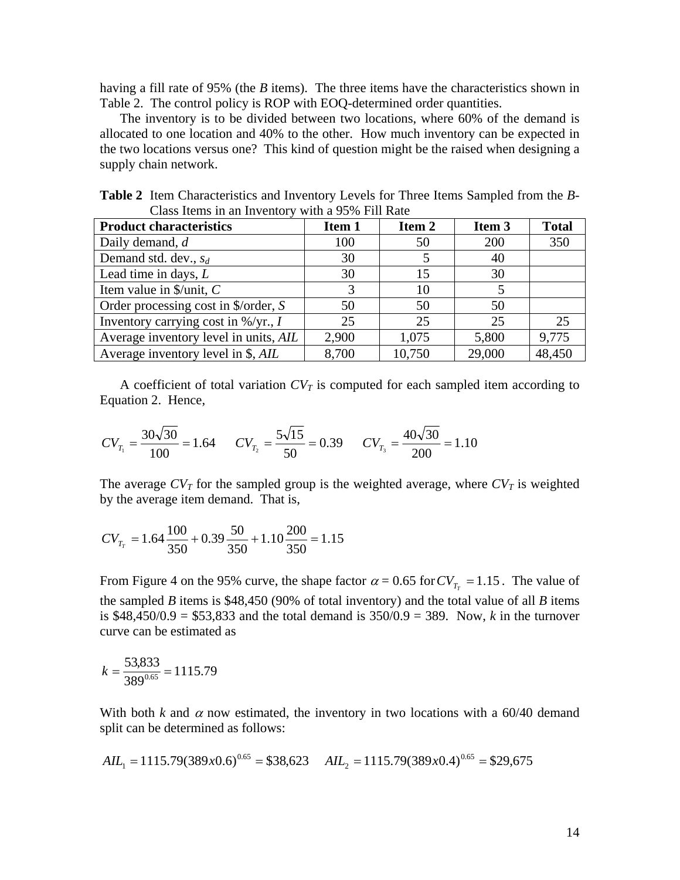having a fill rate of 95% (the *B* items). The three items have the characteristics shown in Table 2. The control policy is ROP with EOQ-determined order quantities.

The inventory is to be divided between two locations, where 60% of the demand is allocated to one location and 40% to the other. How much inventory can be expected in the two locations versus one? This kind of question might be the raised when designing a supply chain network.

**Table 2** Item Characteristics and Inventory Levels for Three Items Sampled from the *B*-Class Items in an Inventory with a 95% Fill Rate

| Product characteristics | Item 1 | Item 2 | Item 3 | Total |
|---|---|---|---|---|
| Daily demand, *d* | 100 | 50 | 200 | 350 |
| Demand std. dev., $s_d$ | 30 | 5 | 40 | |
| Lead time in days, *L* | 30 | 15 | 30 | |
| Item value in $/unit, *C* | 3 | 10 | 5 | |
| Order processing cost in $/order, *S* | 50 | 50 | 50 | |
| Inventory carrying cost in %/yr., *I* | 25 | 25 | 25 | 25 |
| Average inventory level in units, *AIL* | 2,900 | 1,075 | 5,800 | 9,775 |
| Average inventory level in $, *AIL* | 8,700 | 10,750 | 29,000 | 48,450 |

A coefficient of total variation $CV_T$ is computed for each sampled item according to Equation 2. Hence,

$$CV_{T_1} = \frac{30\sqrt{30}}{100} = 1.64 \qquad CV_{T_2} = \frac{5\sqrt{15}}{50} = 0.39 \qquad CV_{T_3} = \frac{40\sqrt{30}}{200} = 1.10$$

The average $CV_T$ for the sampled group is the weighted average, where $CV_T$ is weighted by the average item demand. That is,

$$CV_{T_T} = 1.64\frac{100}{350} + 0.39\frac{50}{350} + 1.10\frac{200}{350} = 1.15$$

From Figure 4 on the 95% curve, the shape factor $\alpha$ = 0.65 for $CV_{T_T} = 1.15$. The value of the sampled *B* items is $48,450 (90% of total inventory) and the total value of all *B* items is $48,450/0.9 = $53,833 and the total demand is 350/0.9 = 389. Now, *k* in the turnover curve can be estimated as

$$k = \frac{53{,}833}{389^{0.65}} = 1115.79$$

With both *k* and $\alpha$ now estimated, the inventory in two locations with a 60/40 demand split can be determined as follows:

$$AIL_1 = 1115.79(389x0.6)^{0.65} = \$38{,}623 \qquad AIL_2 = 1115.79(389x0.4)^{0.65} = \$29{,}675$$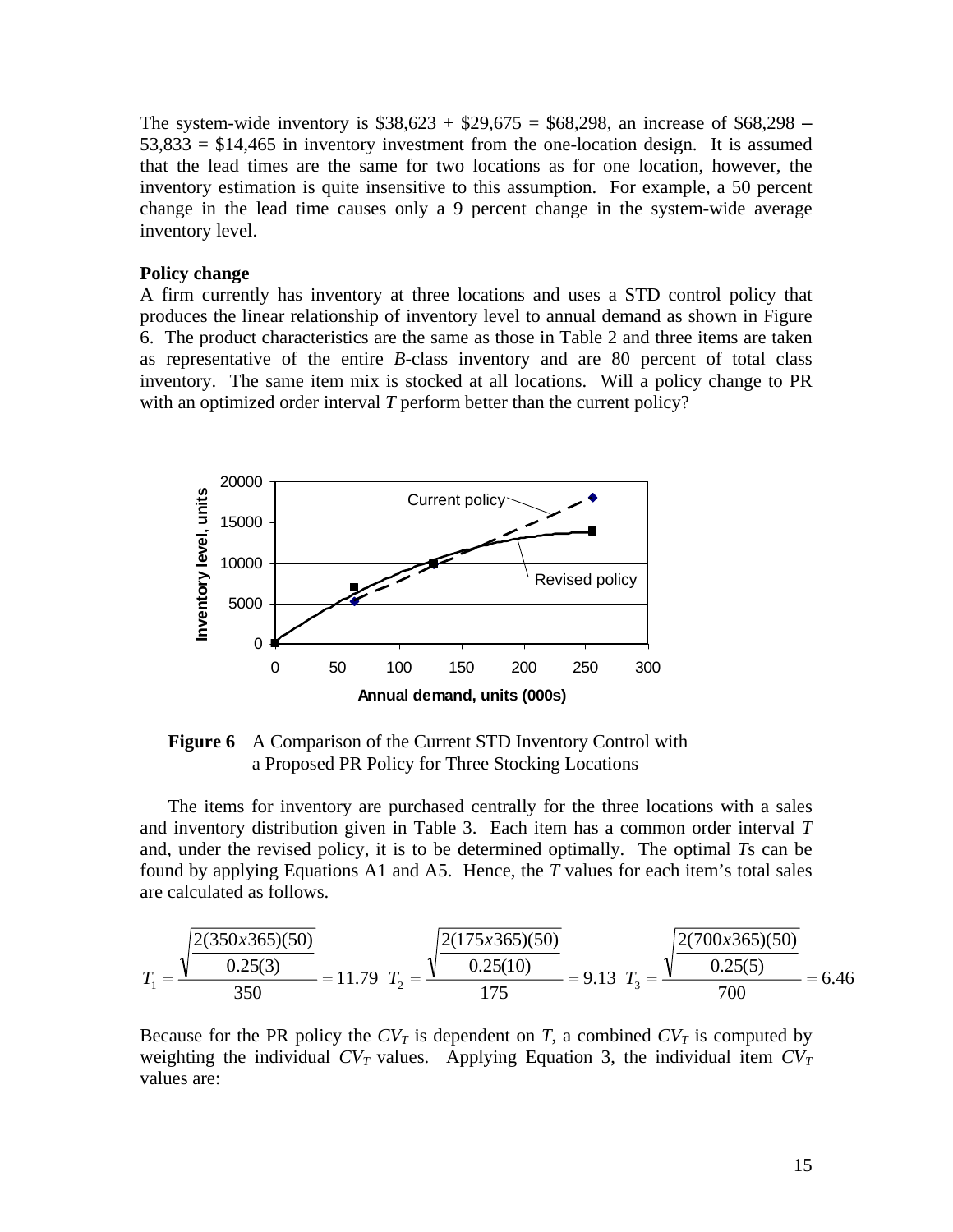The system-wide inventory is \$38,623 + \$29,675 = \$68,298, an increase of \$68,298 – 53,833 = \$14,465 in inventory investment from the one-location design. It is assumed that the lead times are the same for two locations as for one location, however, the inventory estimation is quite insensitive to this assumption. For example, a 50 percent change in the lead time causes only a 9 percent change in the system-wide average inventory level.

**Policy change**

A firm currently has inventory at three locations and uses a STD control policy that produces the linear relationship of inventory level to annual demand as shown in Figure 6. The product characteristics are the same as those in Table 2 and three items are taken as representative of the entire *B*-class inventory and are 80 percent of total class inventory. The same item mix is stocked at all locations. Will a policy change to PR with an optimized order interval *T* perform better than the current policy?

**Figure 6** A Comparison of the Current STD Inventory Control with a Proposed PR Policy for Three Stocking Locations

The items for inventory are purchased centrally for the three locations with a sales and inventory distribution given in Table 3. Each item has a common order interval *T* and, under the revised policy, it is to be determined optimally. The optimal *T*s can be found by applying Equations A1 and A5. Hence, the *T* values for each item's total sales are calculated as follows.

$$T_1 = \frac{\sqrt{\dfrac{2(350x365)(50)}{0.25(3)}}}{350} = 11.79 \quad T_2 = \frac{\sqrt{\dfrac{2(175x365)(50)}{0.25(10)}}}{175} = 9.13 \quad T_3 = \frac{\sqrt{\dfrac{2(700x365)(50)}{0.25(5)}}}{700} = 6.46$$

Because for the PR policy the $CV_T$ is dependent on *T*, a combined $CV_T$ is computed by weighting the individual $CV_T$ values. Applying Equation 3, the individual item $CV_T$ values are: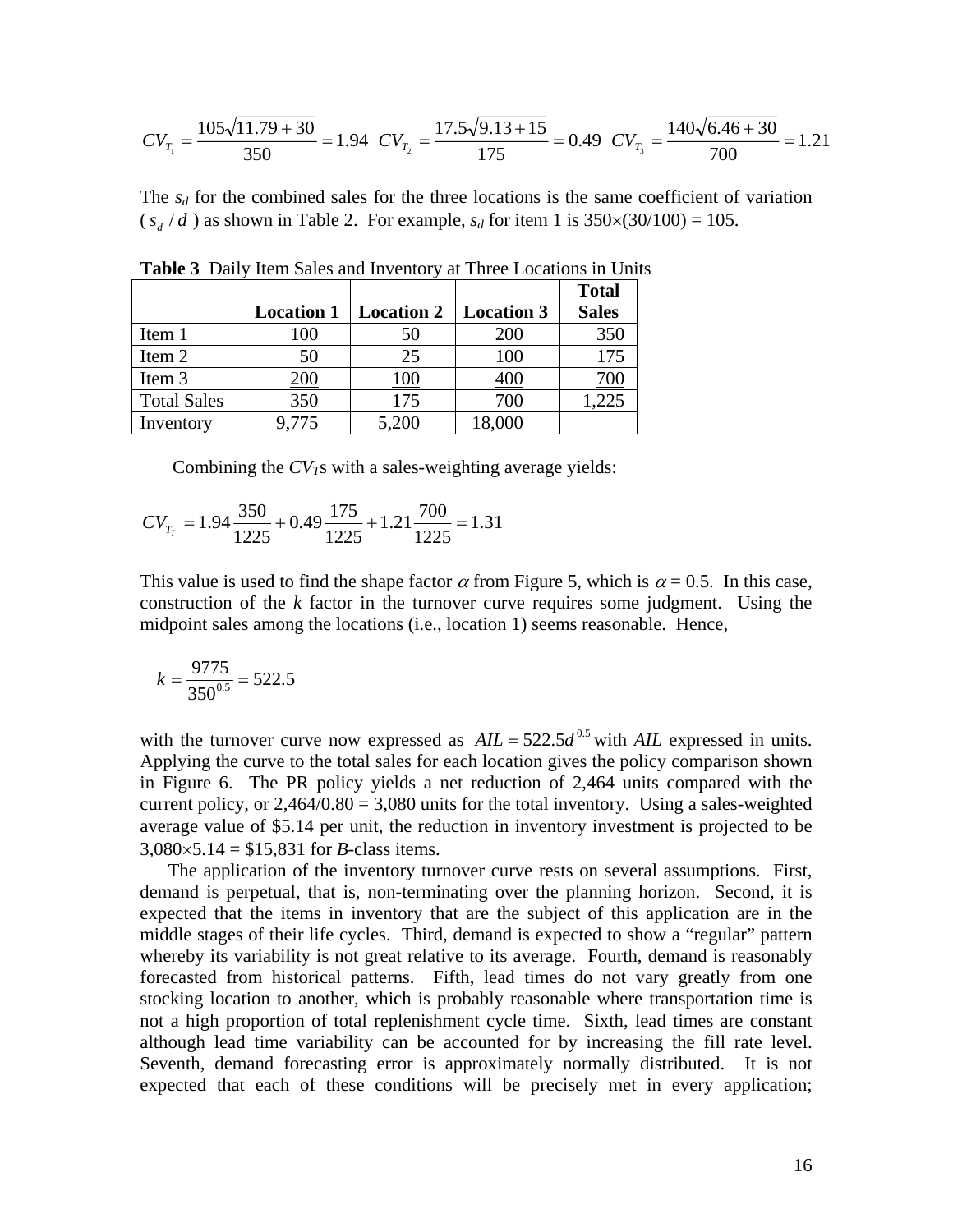$$CV_{T_1} = \frac{105\sqrt{11.79+30}}{350} = 1.94 \quad CV_{T_2} = \frac{17.5\sqrt{9.13+15}}{175} = 0.49 \quad CV_{T_3} = \frac{140\sqrt{6.46+30}}{700} = 1.21$$

The $s_d$ for the combined sales for the three locations is the same coefficient of variation ( $s_d / d$ ) as shown in Table 2. For example, $s_d$ for item 1 is 350×(30/100) = 105.

**Table 3** Daily Item Sales and Inventory at Three Locations in Units

| | Location 1 | Location 2 | Location 3 | Total Sales |
|---|---|---|---|---|
| Item 1 | 100 | 50 | 200 | 350 |
| Item 2 | 50 | 25 | 100 | 175 |
| Item 3 | 200 | 100 | 400 | 700 |
| Total Sales | 350 | 175 | 700 | 1,225 |
| Inventory | 9,775 | 5,200 | 18,000 | |

Combining the $CV_T$s with a sales-weighting average yields:

$$CV_{T_T} = 1.94\frac{350}{1225} + 0.49\frac{175}{1225} + 1.21\frac{700}{1225} = 1.31$$

This value is used to find the shape factor $\alpha$ from Figure 5, which is $\alpha = 0.5$. In this case, construction of the $k$ factor in the turnover curve requires some judgment. Using the midpoint sales among the locations (i.e., location 1) seems reasonable. Hence,

$$k = \frac{9775}{350^{0.5}} = 522.5$$

with the turnover curve now expressed as $AIL = 522.5d^{0.5}$ with $AIL$ expressed in units. Applying the curve to the total sales for each location gives the policy comparison shown in Figure 6. The PR policy yields a net reduction of 2,464 units compared with the current policy, or 2,464/0.80 = 3,080 units for the total inventory. Using a sales-weighted average value of \$5.14 per unit, the reduction in inventory investment is projected to be 3,080×5.14 = \$15,831 for *B*-class items.

The application of the inventory turnover curve rests on several assumptions. First, demand is perpetual, that is, non-terminating over the planning horizon. Second, it is expected that the items in inventory that are the subject of this application are in the middle stages of their life cycles. Third, demand is expected to show a "regular" pattern whereby its variability is not great relative to its average. Fourth, demand is reasonably forecasted from historical patterns. Fifth, lead times do not vary greatly from one stocking location to another, which is probably reasonable where transportation time is not a high proportion of total replenishment cycle time. Sixth, lead times are constant although lead time variability can be accounted for by increasing the fill rate level. Seventh, demand forecasting error is approximately normally distributed. It is not expected that each of these conditions will be precisely met in every application;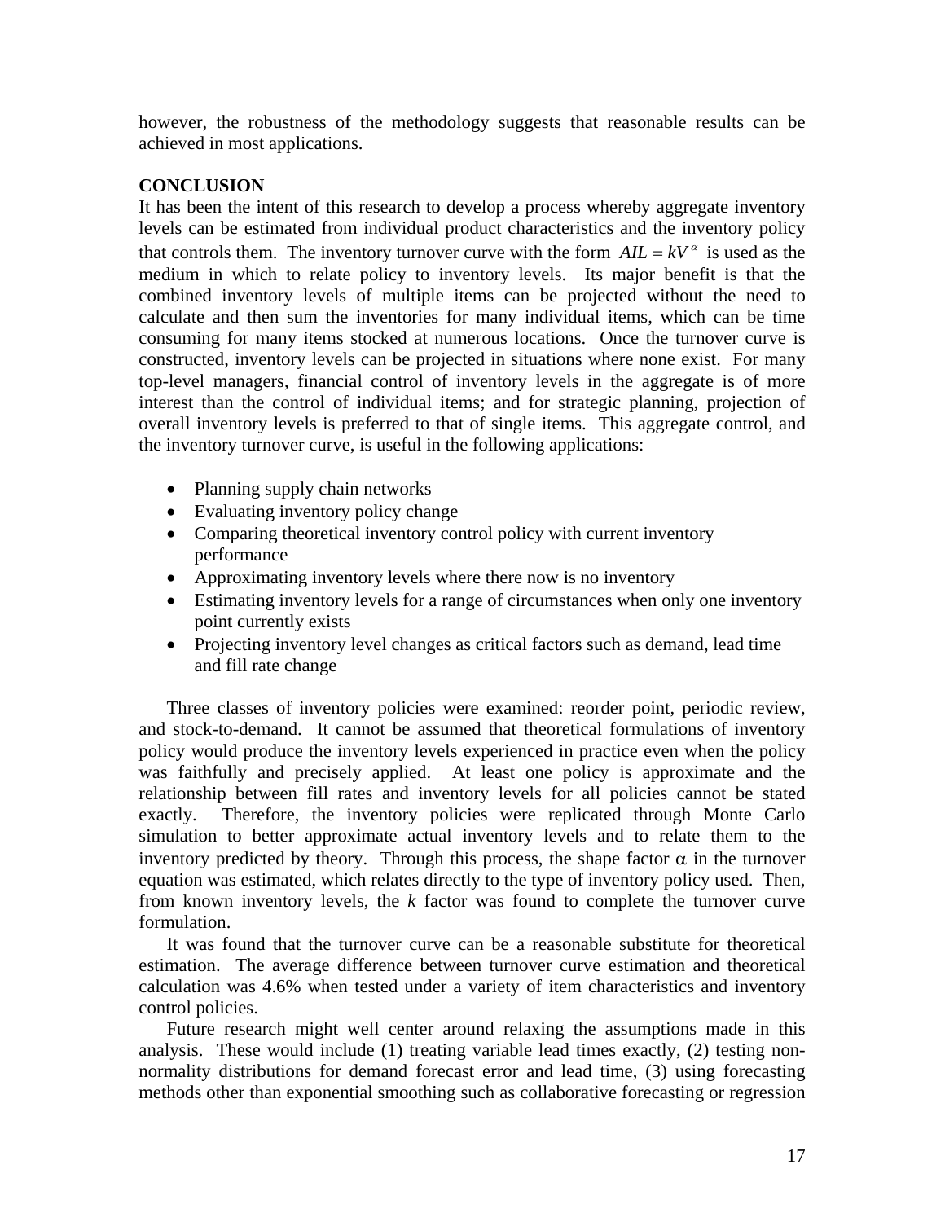however, the robustness of the methodology suggests that reasonable results can be achieved in most applications.

## CONCLUSION

It has been the intent of this research to develop a process whereby aggregate inventory levels can be estimated from individual product characteristics and the inventory policy that controls them. The inventory turnover curve with the form $AIL = kV^{\alpha}$ is used as the medium in which to relate policy to inventory levels. Its major benefit is that the combined inventory levels of multiple items can be projected without the need to calculate and then sum the inventories for many individual items, which can be time consuming for many items stocked at numerous locations. Once the turnover curve is constructed, inventory levels can be projected in situations where none exist. For many top-level managers, financial control of inventory levels in the aggregate is of more interest than the control of individual items; and for strategic planning, projection of overall inventory levels is preferred to that of single items. This aggregate control, and the inventory turnover curve, is useful in the following applications:

- Planning supply chain networks
- Evaluating inventory policy change
- Comparing theoretical inventory control policy with current inventory performance
- Approximating inventory levels where there now is no inventory
- Estimating inventory levels for a range of circumstances when only one inventory point currently exists
- Projecting inventory level changes as critical factors such as demand, lead time and fill rate change

Three classes of inventory policies were examined: reorder point, periodic review, and stock-to-demand. It cannot be assumed that theoretical formulations of inventory policy would produce the inventory levels experienced in practice even when the policy was faithfully and precisely applied. At least one policy is approximate and the relationship between fill rates and inventory levels for all policies cannot be stated exactly. Therefore, the inventory policies were replicated through Monte Carlo simulation to better approximate actual inventory levels and to relate them to the inventory predicted by theory. Through this process, the shape factor $\alpha$ in the turnover equation was estimated, which relates directly to the type of inventory policy used. Then, from known inventory levels, the *k* factor was found to complete the turnover curve formulation.

It was found that the turnover curve can be a reasonable substitute for theoretical estimation. The average difference between turnover curve estimation and theoretical calculation was 4.6% when tested under a variety of item characteristics and inventory control policies.

Future research might well center around relaxing the assumptions made in this analysis. These would include (1) treating variable lead times exactly, (2) testing non-normality distributions for demand forecast error and lead time, (3) using forecasting methods other than exponential smoothing such as collaborative forecasting or regression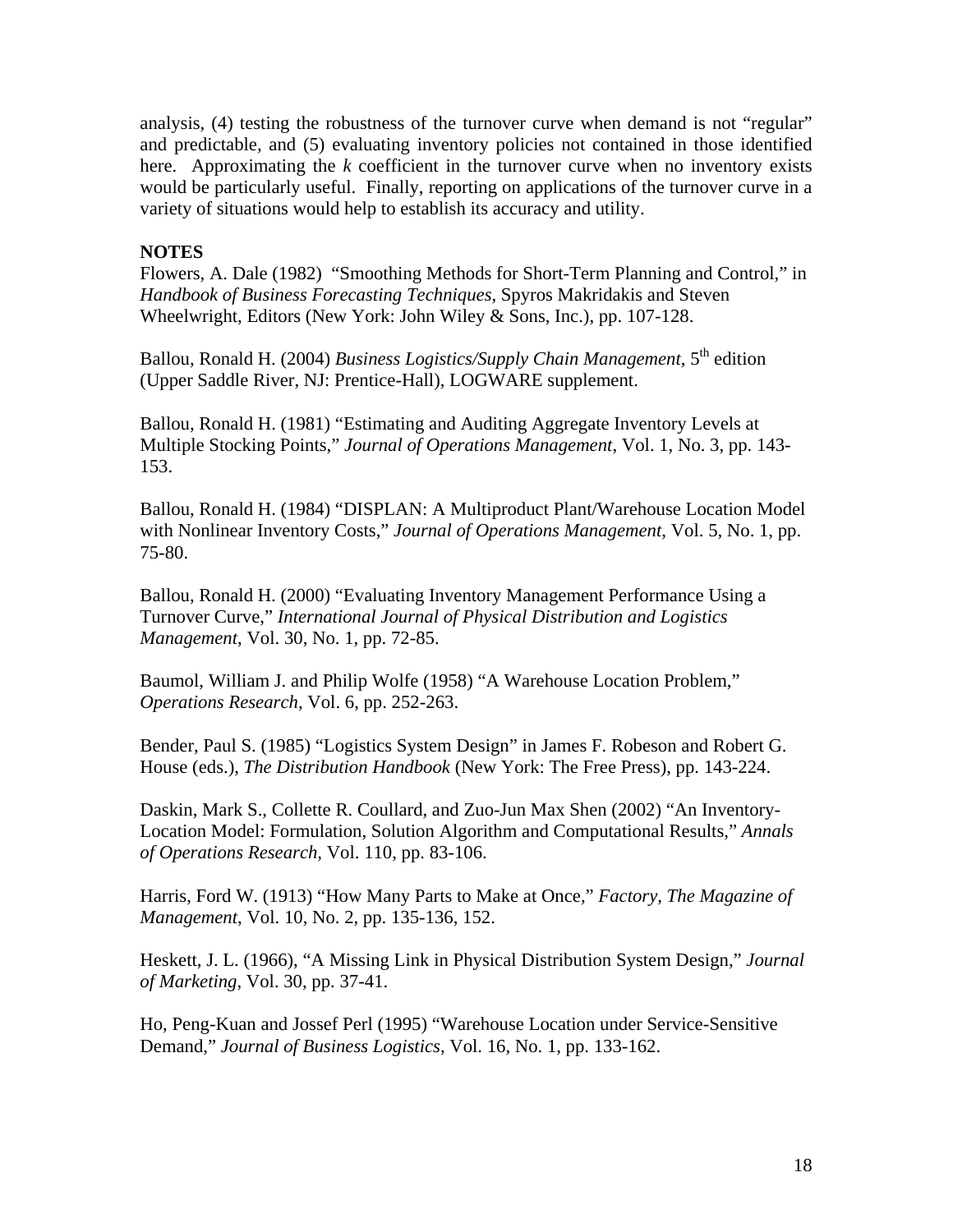analysis, (4) testing the robustness of the turnover curve when demand is not "regular" and predictable, and (5) evaluating inventory policies not contained in those identified here. Approximating the *k* coefficient in the turnover curve when no inventory exists would be particularly useful. Finally, reporting on applications of the turnover curve in a variety of situations would help to establish its accuracy and utility.

**NOTES**

Flowers, A. Dale (1982) "Smoothing Methods for Short-Term Planning and Control," in *Handbook of Business Forecasting Techniques*, Spyros Makridakis and Steven Wheelwright, Editors (New York: John Wiley & Sons, Inc.), pp. 107-128.

Ballou, Ronald H. (2004) *Business Logistics/Supply Chain Management*, 5th edition (Upper Saddle River, NJ: Prentice-Hall), LOGWARE supplement.

Ballou, Ronald H. (1981) "Estimating and Auditing Aggregate Inventory Levels at Multiple Stocking Points," *Journal of Operations Management*, Vol. 1, No. 3, pp. 143-153.

Ballou, Ronald H. (1984) "DISPLAN: A Multiproduct Plant/Warehouse Location Model with Nonlinear Inventory Costs," *Journal of Operations Management*, Vol. 5, No. 1, pp. 75-80.

Ballou, Ronald H. (2000) "Evaluating Inventory Management Performance Using a Turnover Curve," *International Journal of Physical Distribution and Logistics Management*, Vol. 30, No. 1, pp. 72-85.

Baumol, William J. and Philip Wolfe (1958) "A Warehouse Location Problem," *Operations Research*, Vol. 6, pp. 252-263.

Bender, Paul S. (1985) "Logistics System Design" in James F. Robeson and Robert G. House (eds.), *The Distribution Handbook* (New York: The Free Press), pp. 143-224.

Daskin, Mark S., Collette R. Coullard, and Zuo-Jun Max Shen (2002) "An Inventory-Location Model: Formulation, Solution Algorithm and Computational Results," *Annals of Operations Research*, Vol. 110, pp. 83-106.

Harris, Ford W. (1913) "How Many Parts to Make at Once," *Factory, The Magazine of Management*, Vol. 10, No. 2, pp. 135-136, 152.

Heskett, J. L. (1966), "A Missing Link in Physical Distribution System Design," *Journal of Marketing*, Vol. 30, pp. 37-41.

Ho, Peng-Kuan and Jossef Perl (1995) "Warehouse Location under Service-Sensitive Demand," *Journal of Business Logistics*, Vol. 16, No. 1, pp. 133-162.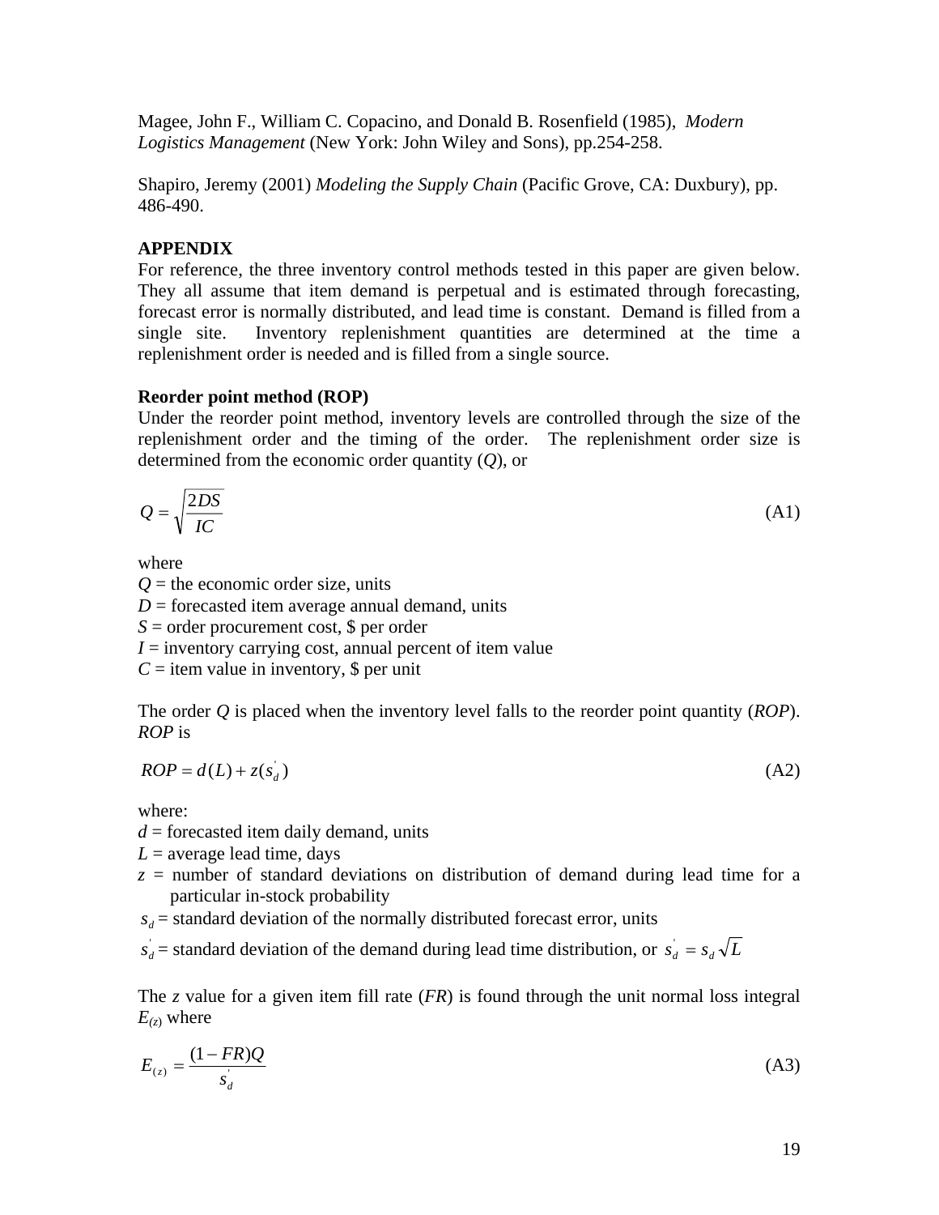Magee, John F., William C. Copacino, and Donald B. Rosenfield (1985), *Modern Logistics Management* (New York: John Wiley and Sons), pp.254-258.

Shapiro, Jeremy (2001) *Modeling the Supply Chain* (Pacific Grove, CA: Duxbury), pp. 486-490.

## APPENDIX

For reference, the three inventory control methods tested in this paper are given below. They all assume that item demand is perpetual and is estimated through forecasting, forecast error is normally distributed, and lead time is constant. Demand is filled from a single site. Inventory replenishment quantities are determined at the time a replenishment order is needed and is filled from a single source.

### Reorder point method (ROP)

Under the reorder point method, inventory levels are controlled through the size of the replenishment order and the timing of the order. The replenishment order size is determined from the economic order quantity ($Q$), or

$$Q = \sqrt{\frac{2DS}{IC}} \tag{A1}$$

where
$Q$ = the economic order size, units
$D$ = forecasted item average annual demand, units
$S$ = order procurement cost, \$ per order
$I$ = inventory carrying cost, annual percent of item value
$C$ = item value in inventory, \$ per unit

The order $Q$ is placed when the inventory level falls to the reorder point quantity ($ROP$). $ROP$ is

$$ROP = d(L) + z(s_d^{'}) \tag{A2}$$

where:
$d$ = forecasted item daily demand, units
$L$ = average lead time, days
$z$ = number of standard deviations on distribution of demand during lead time for a particular in-stock probability
$s_d$ = standard deviation of the normally distributed forecast error, units
$s_d^{'}$ = standard deviation of the demand during lead time distribution, or $s_d^{'} = s_d\sqrt{L}$

The $z$ value for a given item fill rate ($FR$) is found through the unit normal loss integral $E_{(z)}$ where

$$E_{(z)} = \frac{(1-FR)Q}{s_d^{'}} \tag{A3}$$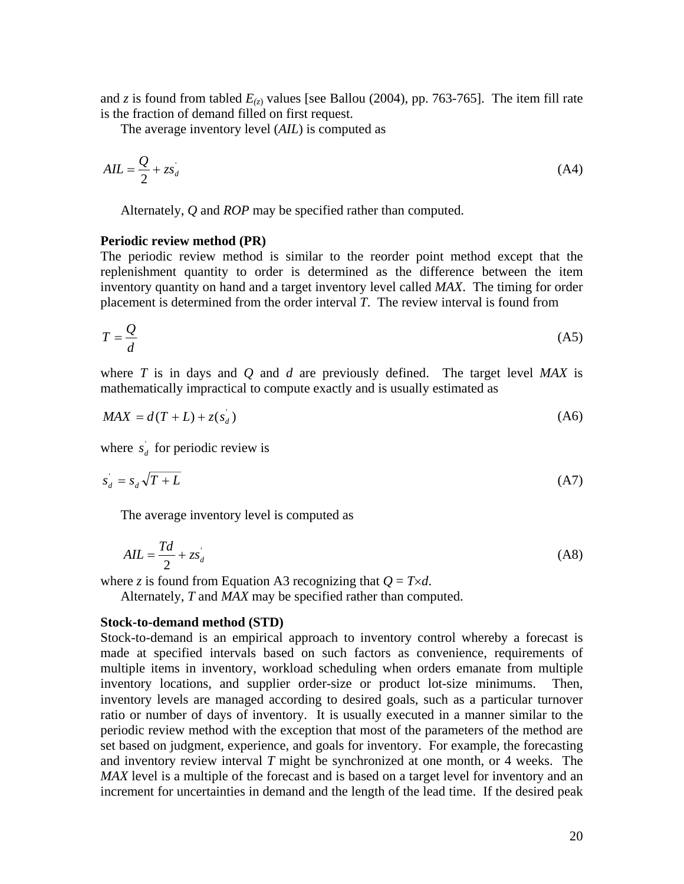and $z$ is found from tabled $E_{(z)}$ values [see Ballou (2004), pp. 763-765]. The item fill rate is the fraction of demand filled on first request.

The average inventory level (*AIL*) is computed as

$$AIL = \frac{Q}{2} + zs_d^{'} \tag{A4}$$

Alternately, $Q$ and $ROP$ may be specified rather than computed.

**Periodic review method (PR)**

The periodic review method is similar to the reorder point method except that the replenishment quantity to order is determined as the difference between the item inventory quantity on hand and a target inventory level called *MAX*. The timing for order placement is determined from the order interval $T$. The review interval is found from

$$T = \frac{Q}{d} \tag{A5}$$

where $T$ is in days and $Q$ and $d$ are previously defined. The target level *MAX* is mathematically impractical to compute exactly and is usually estimated as

$$MAX = d(T + L) + z(s_d^{'}) \tag{A6}$$

where $s_d^{'}$ for periodic review is

$$s_d^{'} = s_d \sqrt{T + L} \tag{A7}$$

The average inventory level is computed as

$$AIL = \frac{Td}{2} + zs_d^{'} \tag{A8}$$

where $z$ is found from Equation A3 recognizing that $Q = T \times d$.

Alternately, $T$ and *MAX* may be specified rather than computed.

**Stock-to-demand method (STD)**

Stock-to-demand is an empirical approach to inventory control whereby a forecast is made at specified intervals based on such factors as convenience, requirements of multiple items in inventory, workload scheduling when orders emanate from multiple inventory locations, and supplier order-size or product lot-size minimums. Then, inventory levels are managed according to desired goals, such as a particular turnover ratio or number of days of inventory. It is usually executed in a manner similar to the periodic review method with the exception that most of the parameters of the method are set based on judgment, experience, and goals for inventory. For example, the forecasting and inventory review interval $T$ might be synchronized at one month, or 4 weeks. The *MAX* level is a multiple of the forecast and is based on a target level for inventory and an increment for uncertainties in demand and the length of the lead time. If the desired peak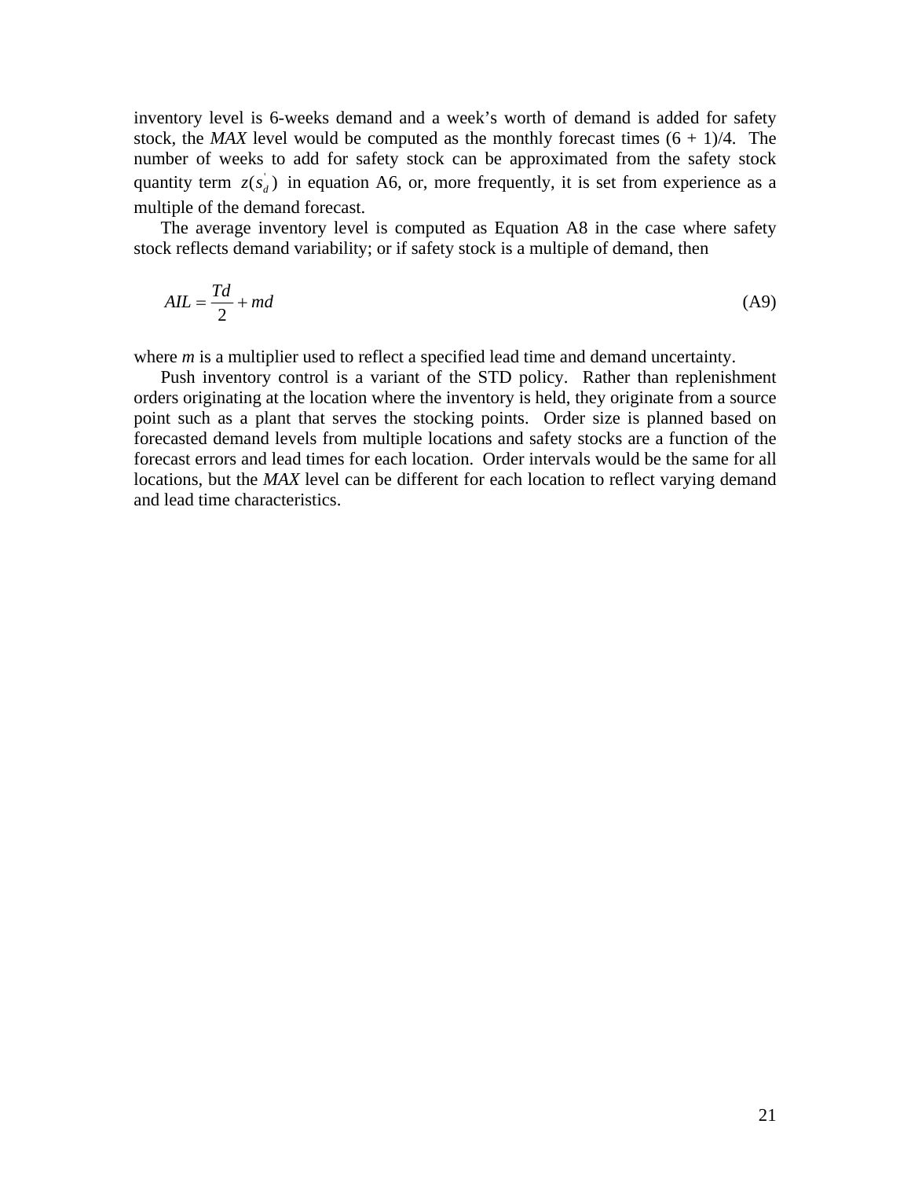inventory level is 6-weeks demand and a week's worth of demand is added for safety stock, the *MAX* level would be computed as the monthly forecast times (6 + 1)/4. The number of weeks to add for safety stock can be approximated from the safety stock quantity term $z(s_d^{'})$ in equation A6, or, more frequently, it is set from experience as a multiple of the demand forecast.

The average inventory level is computed as Equation A8 in the case where safety stock reflects demand variability; or if safety stock is a multiple of demand, then

$$AIL = \frac{Td}{2} + md \tag{A9}$$

where *m* is a multiplier used to reflect a specified lead time and demand uncertainty.

Push inventory control is a variant of the STD policy. Rather than replenishment orders originating at the location where the inventory is held, they originate from a source point such as a plant that serves the stocking points. Order size is planned based on forecasted demand levels from multiple locations and safety stocks are a function of the forecast errors and lead times for each location. Order intervals would be the same for all locations, but the *MAX* level can be different for each location to reflect varying demand and lead time characteristics.